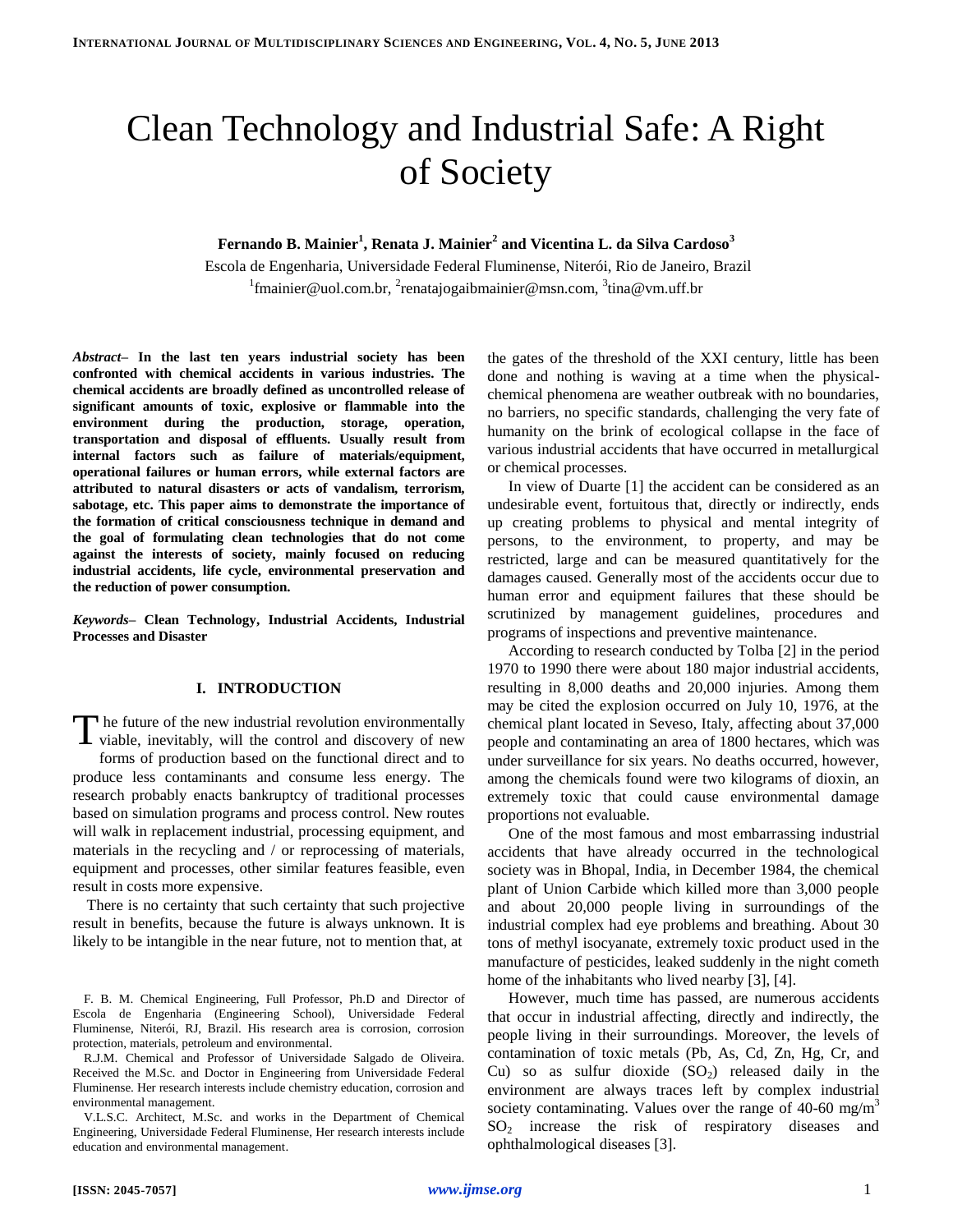# Clean Technology and Industrial Safe: A Right of Society

**Fernando B. Mainier[1], Renata J. Mainier[2] and Vicentina L. da Silva Cardoso[3]**

Escola de Engenharia, Universidade Federal Fluminense, Niterói, Rio de Janeiro, Brazil
[1]fmainier@uol.com.br, [2]renatajogaibmainier@msn.com, [3]tina@vm.uff.br

***Abstract*– In the last ten years industrial society has been confronted with chemical accidents in various industries. The chemical accidents are broadly defined as uncontrolled release of significant amounts of toxic, explosive or flammable into the environment during the production, storage, operation, transportation and disposal of effluents. Usually result from internal factors such as failure of materials/equipment, operational failures or human errors, while external factors are attributed to natural disasters or acts of vandalism, terrorism, sabotage, etc. This paper aims to demonstrate the importance of the formation of critical consciousness technique in demand and the goal of formulating clean technologies that do not come against the interests of society, mainly focused on reducing industrial accidents, life cycle, environmental preservation and the reduction of power consumption.**

***Keywords*– Clean Technology, Industrial Accidents, Industrial Processes and Disaster**

## I. INTRODUCTION

The future of the new industrial revolution environmentally viable, inevitably, will the control and discovery of new forms of production based on the functional direct and to produce less contaminants and consume less energy. The research probably enacts bankruptcy of traditional processes based on simulation programs and process control. New routes will walk in replacement industrial, processing equipment, and materials in the recycling and / or reprocessing of materials, equipment and processes, other similar features feasible, even result in costs more expensive.

There is no certainty that such certainty that such projective result in benefits, because the future is always unknown. It is likely to be intangible in the near future, not to mention that, at the gates of the threshold of the XXI century, little has been done and nothing is waving at a time when the physical-chemical phenomena are weather outbreak with no boundaries, no barriers, no specific standards, challenging the very fate of humanity on the brink of ecological collapse in the face of various industrial accidents that have occurred in metallurgical or chemical processes.

In view of Duarte [1] the accident can be considered as an undesirable event, fortuitous that, directly or indirectly, ends up creating problems to physical and mental integrity of persons, to the environment, to property, and may be restricted, large and can be measured quantitatively for the damages caused. Generally most of the accidents occur due to human error and equipment failures that these should be scrutinized by management guidelines, procedures and programs of inspections and preventive maintenance.

According to research conducted by Tolba [2] in the period 1970 to 1990 there were about 180 major industrial accidents, resulting in 8,000 deaths and 20,000 injuries. Among them may be cited the explosion occurred on July 10, 1976, at the chemical plant located in Seveso, Italy, affecting about 37,000 people and contaminating an area of 1800 hectares, which was under surveillance for six years. No deaths occurred, however, among the chemicals found were two kilograms of dioxin, an extremely toxic that could cause environmental damage proportions not evaluable.

One of the most famous and most embarrassing industrial accidents that have already occurred in the technological society was in Bhopal, India, in December 1984, the chemical plant of Union Carbide which killed more than 3,000 people and about 20,000 people living in surroundings of the industrial complex had eye problems and breathing. About 30 tons of methyl isocyanate, extremely toxic product used in the manufacture of pesticides, leaked suddenly in the night cometh home of the inhabitants who lived nearby [3], [4].

However, much time has passed, are numerous accidents that occur in industrial affecting, directly and indirectly, the people living in their surroundings. Moreover, the levels of contamination of toxic metals (Pb, As, Cd, Zn, Hg, Cr, and Cu) so as sulfur dioxide ($SO_2$) released daily in the environment are always traces left by complex industrial society contaminating. Values over the range of 40-60 mg/m$^3$ $SO_2$ increase the risk of respiratory diseases and ophthalmological diseases [3].

F. B. M. Chemical Engineering, Full Professor, Ph.D and Director of Escola de Engenharia (Engineering School), Universidade Federal Fluminense, Niterói, RJ, Brazil. His research area is corrosion, corrosion protection, materials, petroleum and environmental.

R.J.M. Chemical and Professor of Universidade Salgado de Oliveira. Received the M.Sc. and Doctor in Engineering from Universidade Federal Fluminense. Her research interests include chemistry education, corrosion and environmental management.

V.L.S.C. Architect, M.Sc. and works in the Department of Chemical Engineering, Universidade Federal Fluminense, Her research interests include education and environmental management.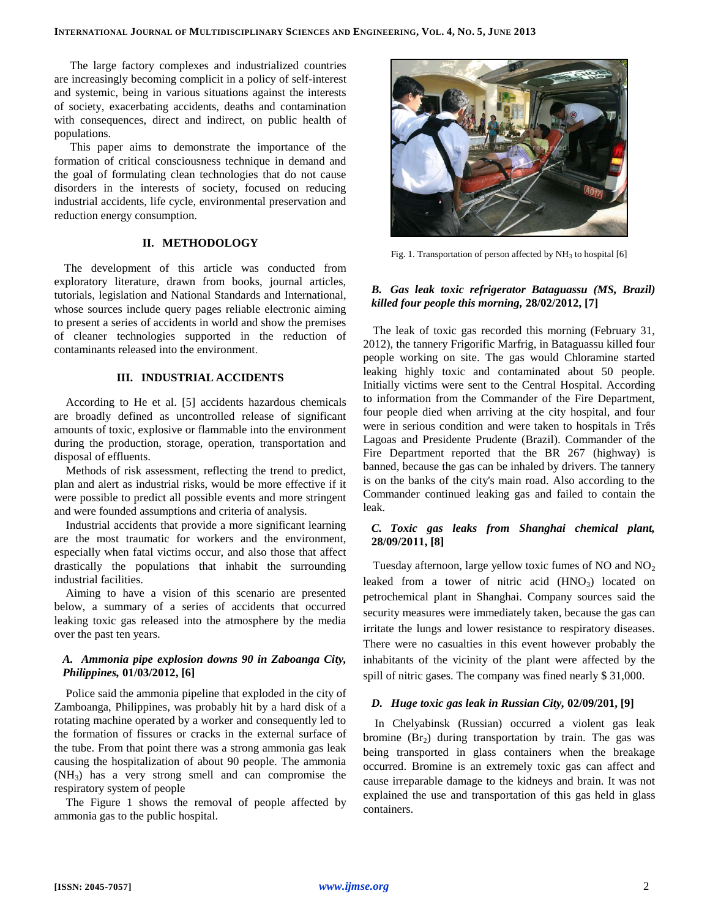The large factory complexes and industrialized countries are increasingly becoming complicit in a policy of self-interest and systemic, being in various situations against the interests of society, exacerbating accidents, deaths and contamination with consequences, direct and indirect, on public health of populations.

This paper aims to demonstrate the importance of the formation of critical consciousness technique in demand and the goal of formulating clean technologies that do not cause disorders in the interests of society, focused on reducing industrial accidents, life cycle, environmental preservation and reduction energy consumption.

## II. Methodology

The development of this article was conducted from exploratory literature, drawn from books, journal articles, tutorials, legislation and National Standards and International, whose sources include query pages reliable electronic aiming to present a series of accidents in world and show the premises of cleaner technologies supported in the reduction of contaminants released into the environment.

## III. Industrial Accidents

According to He et al. [5] accidents hazardous chemicals are broadly defined as uncontrolled release of significant amounts of toxic, explosive or flammable into the environment during the production, storage, operation, transportation and disposal of effluents.

Methods of risk assessment, reflecting the trend to predict, plan and alert as industrial risks, would be more effective if it were possible to predict all possible events and more stringent and were founded assumptions and criteria of analysis.

Industrial accidents that provide a more significant learning are the most traumatic for workers and the environment, especially when fatal victims occur, and also those that affect drastically the populations that inhabit the surrounding industrial facilities.

Aiming to have a vision of this scenario are presented below, a summary of a series of accidents that occurred leaking toxic gas released into the atmosphere by the media over the past ten years.

### *A. Ammonia pipe explosion downs 90 in Zaboanga City, Philippines,* 01/03/2012, [6]

Police said the ammonia pipeline that exploded in the city of Zamboanga, Philippines, was probably hit by a hard disk of a rotating machine operated by a worker and consequently led to the formation of fissures or cracks in the external surface of the tube. From that point there was a strong ammonia gas leak causing the hospitalization of about 90 people. The ammonia ($NH_3$) has a very strong smell and can compromise the respiratory system of people

The Figure 1 shows the removal of people affected by ammonia gas to the public hospital.

Fig. 1. Transportation of person affected by $NH_3$ to hospital [6]

### *B. Gas leak toxic refrigerator Bataguassu (MS, Brazil) killed four people this morning,* 28/02/2012, [7]

The leak of toxic gas recorded this morning (February 31, 2012), the tannery Frigorific Marfrig, in Bataguassu killed four people working on site. The gas would Chloramine started leaking highly toxic and contaminated about 50 people. Initially victims were sent to the Central Hospital. According to information from the Commander of the Fire Department, four people died when arriving at the city hospital, and four were in serious condition and were taken to hospitals in Três Lagoas and Presidente Prudente (Brazil). Commander of the Fire Department reported that the BR 267 (highway) is banned, because the gas can be inhaled by drivers. The tannery is on the banks of the city's main road. Also according to the Commander continued leaking gas and failed to contain the leak.

### *C. Toxic gas leaks from Shanghai chemical plant,* 28/09/2011, [8]

Tuesday afternoon, large yellow toxic fumes of NO and $NO_2$ leaked from a tower of nitric acid ($HNO_3$) located on petrochemical plant in Shanghai. Company sources said the security measures were immediately taken, because the gas can irritate the lungs and lower resistance to respiratory diseases. There were no casualties in this event however probably the inhabitants of the vicinity of the plant were affected by the spill of nitric gases. The company was fined nearly $ 31,000.

### *D. Huge toxic gas leak in Russian City,* 02/09/201, [9]

In Chelyabinsk (Russian) occurred a violent gas leak bromine ($Br_2$) during transportation by train. The gas was being transported in glass containers when the breakage occurred. Bromine is an extremely toxic gas can affect and cause irreparable damage to the kidneys and brain. It was not explained the use and transportation of this gas held in glass containers.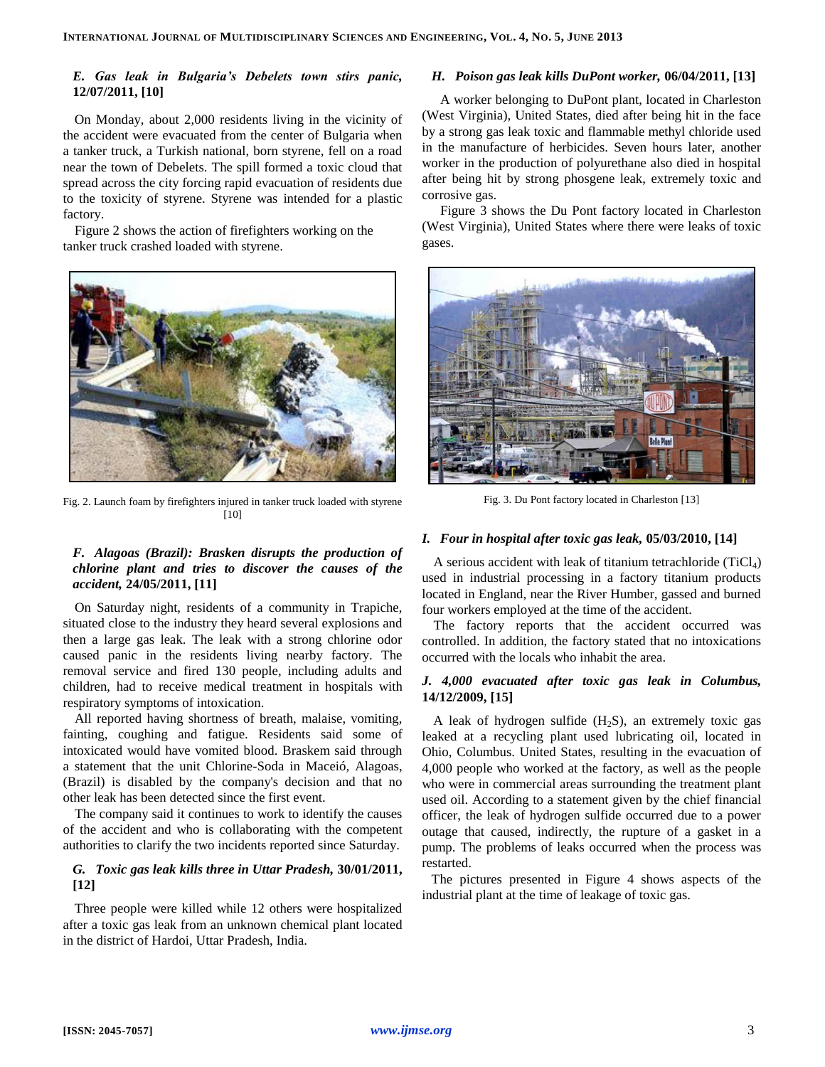### *E. Gas leak in Bulgaria's Debelets town stirs panic,* 12/07/2011, [10]

On Monday, about 2,000 residents living in the vicinity of the accident were evacuated from the center of Bulgaria when a tanker truck, a Turkish national, born styrene, fell on a road near the town of Debelets. The spill formed a toxic cloud that spread across the city forcing rapid evacuation of residents due to the toxicity of styrene. Styrene was intended for a plastic factory.

Figure 2 shows the action of firefighters working on the tanker truck crashed loaded with styrene.

Fig. 2. Launch foam by firefighters injured in tanker truck loaded with styrene [10]

### *F. Alagoas (Brazil): Brasken disrupts the production of chlorine plant and tries to discover the causes of the accident,* 24/05/2011, [11]

On Saturday night, residents of a community in Trapiche, situated close to the industry they heard several explosions and then a large gas leak. The leak with a strong chlorine odor caused panic in the residents living nearby factory. The removal service and fired 130 people, including adults and children, had to receive medical treatment in hospitals with respiratory symptoms of intoxication.

All reported having shortness of breath, malaise, vomiting, fainting, coughing and fatigue. Residents said some of intoxicated would have vomited blood. Braskem said through a statement that the unit Chlorine-Soda in Maceió, Alagoas, (Brazil) is disabled by the company's decision and that no other leak has been detected since the first event.

The company said it continues to work to identify the causes of the accident and who is collaborating with the competent authorities to clarify the two incidents reported since Saturday.

### *G. Toxic gas leak kills three in Uttar Pradesh,* 30/01/2011, [12]

Three people were killed while 12 others were hospitalized after a toxic gas leak from an unknown chemical plant located in the district of Hardoi, Uttar Pradesh, India.

### *H. Poison gas leak kills DuPont worker,* 06/04/2011, [13]

A worker belonging to DuPont plant, located in Charleston (West Virginia), United States, died after being hit in the face by a strong gas leak toxic and flammable methyl chloride used in the manufacture of herbicides. Seven hours later, another worker in the production of polyurethane also died in hospital after being hit by strong phosgene leak, extremely toxic and corrosive gas.

Figure 3 shows the Du Pont factory located in Charleston (West Virginia), United States where there were leaks of toxic gases.

Fig. 3. Du Pont factory located in Charleston [13]

### *I. Four in hospital after toxic gas leak,* 05/03/2010, [14]

A serious accident with leak of titanium tetrachloride ($TiCl_4$) used in industrial processing in a factory titanium products located in England, near the River Humber, gassed and burned four workers employed at the time of the accident.

The factory reports that the accident occurred was controlled. In addition, the factory stated that no intoxications occurred with the locals who inhabit the area.

### *J. 4,000 evacuated after toxic gas leak in Columbus,* 14/12/2009, [15]

A leak of hydrogen sulfide ($H_2S$), an extremely toxic gas leaked at a recycling plant used lubricating oil, located in Ohio, Columbus. United States, resulting in the evacuation of 4,000 people who worked at the factory, as well as the people who were in commercial areas surrounding the treatment plant used oil. According to a statement given by the chief financial officer, the leak of hydrogen sulfide occurred due to a power outage that caused, indirectly, the rupture of a gasket in a pump. The problems of leaks occurred when the process was restarted.

The pictures presented in Figure 4 shows aspects of the industrial plant at the time of leakage of toxic gas.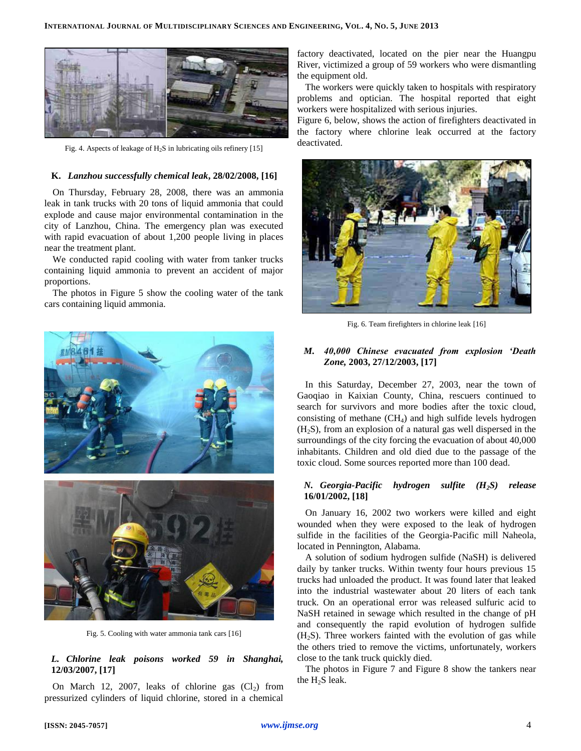Fig. 4. Aspects of leakage of $H_2S$ in lubricating oils refinery [15]

### K. *Lanzhou successfully chemical leak*, 28/02/2008, [16]

On Thursday, February 28, 2008, there was an ammonia leak in tank trucks with 20 tons of liquid ammonia that could explode and cause major environmental contamination in the city of Lanzhou, China. The emergency plan was executed with rapid evacuation of about 1,200 people living in places near the treatment plant.

We conducted rapid cooling with water from tanker trucks containing liquid ammonia to prevent an accident of major proportions.

The photos in Figure 5 show the cooling water of the tank cars containing liquid ammonia.

Fig. 5. Cooling with water ammonia tank cars [16]

### *L. Chlorine leak poisons worked 59 in Shanghai,* 12/03/2007, [17]

On March 12, 2007, leaks of chlorine gas ($Cl_2$) from pressurized cylinders of liquid chlorine, stored in a chemical factory deactivated, located on the pier near the Huangpu River, victimized a group of 59 workers who were dismantling the equipment old.

The workers were quickly taken to hospitals with respiratory problems and optician. The hospital reported that eight workers were hospitalized with serious injuries.

Figure 6, below, shows the action of firefighters deactivated in the factory where chlorine leak occurred at the factory deactivated.

Fig. 6. Team firefighters in chlorine leak [16]

### *M. 40,000 Chinese evacuated from explosion 'Death Zone,* 2003, 27/12/2003, [17]

In this Saturday, December 27, 2003, near the town of Gaoqiao in Kaixian County, China, rescuers continued to search for survivors and more bodies after the toxic cloud, consisting of methane ($CH_4$) and high sulfide levels hydrogen ($H_2S$), from an explosion of a natural gas well dispersed in the surroundings of the city forcing the evacuation of about 40,000 inhabitants. Children and old died due to the passage of the toxic cloud. Some sources reported more than 100 dead.

### *N. Georgia-Pacific hydrogen sulfite ($H_2S$) release* 16/01/2002, [18]

On January 16, 2002 two workers were killed and eight wounded when they were exposed to the leak of hydrogen sulfide in the facilities of the Georgia-Pacific mill Naheola, located in Pennington, Alabama.

A solution of sodium hydrogen sulfide (NaSH) is delivered daily by tanker trucks. Within twenty four hours previous 15 trucks had unloaded the product. It was found later that leaked into the industrial wastewater about 20 liters of each tank truck. On an operational error was released sulfuric acid to NaSH retained in sewage which resulted in the change of pH and consequently the rapid evolution of hydrogen sulfide ($H_2S$). Three workers fainted with the evolution of gas while the others tried to remove the victims, unfortunately, workers close to the tank truck quickly died.

The photos in Figure 7 and Figure 8 show the tankers near the $H_2S$ leak.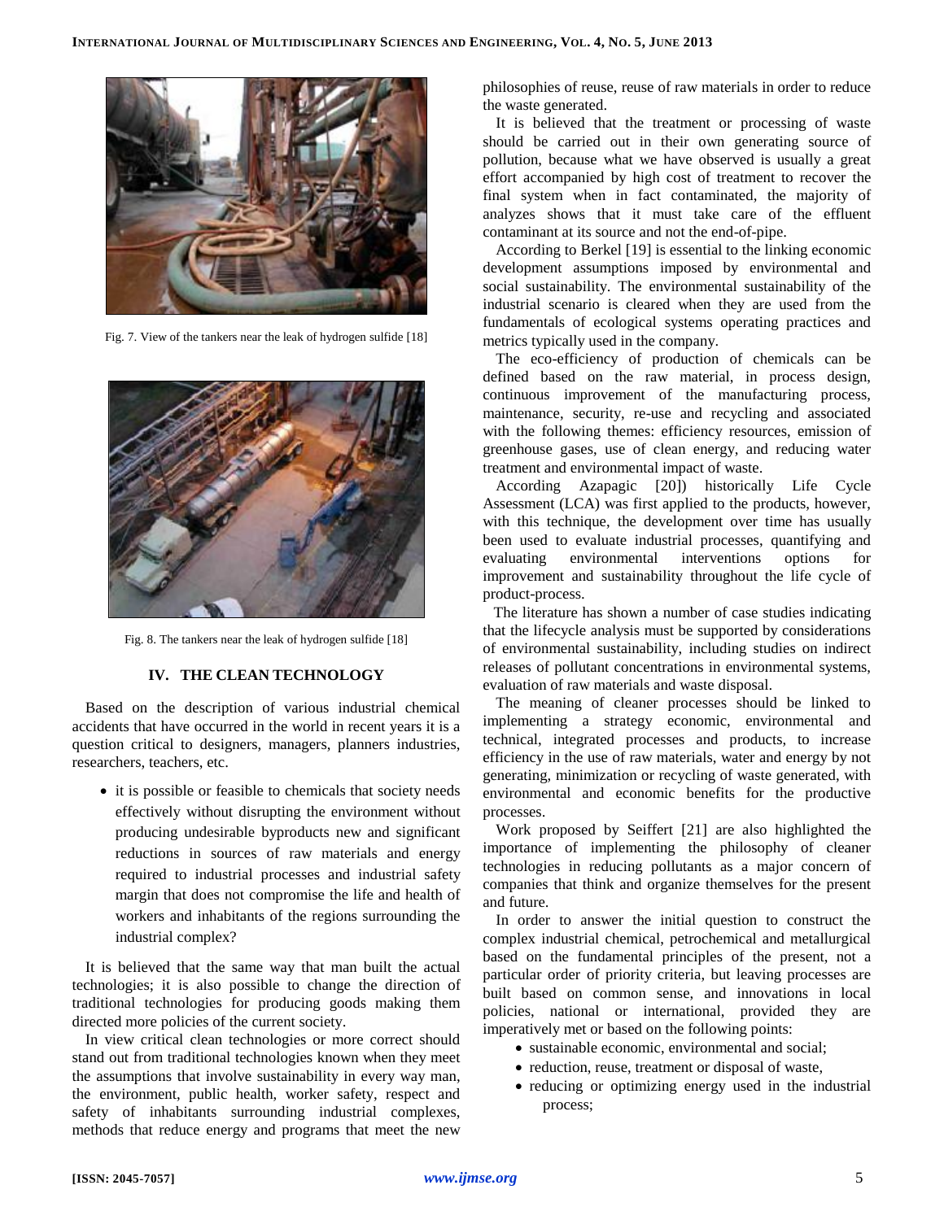Fig. 7. View of the tankers near the leak of hydrogen sulfide [18]

Fig. 8. The tankers near the leak of hydrogen sulfide [18]

## IV. THE CLEAN TECHNOLOGY

Based on the description of various industrial chemical accidents that have occurred in the world in recent years it is a question critical to designers, managers, planners industries, researchers, teachers, etc.

- it is possible or feasible to chemicals that society needs effectively without disrupting the environment without producing undesirable byproducts new and significant reductions in sources of raw materials and energy required to industrial processes and industrial safety margin that does not compromise the life and health of workers and inhabitants of the regions surrounding the industrial complex?

It is believed that the same way that man built the actual technologies; it is also possible to change the direction of traditional technologies for producing goods making them directed more policies of the current society.

In view critical clean technologies or more correct should stand out from traditional technologies known when they meet the assumptions that involve sustainability in every way man, the environment, public health, worker safety, respect and safety of inhabitants surrounding industrial complexes, methods that reduce energy and programs that meet the new philosophies of reuse, reuse of raw materials in order to reduce the waste generated.

It is believed that the treatment or processing of waste should be carried out in their own generating source of pollution, because what we have observed is usually a great effort accompanied by high cost of treatment to recover the final system when in fact contaminated, the majority of analyzes shows that it must take care of the effluent contaminant at its source and not the end-of-pipe.

According to Berkel [19] is essential to the linking economic development assumptions imposed by environmental and social sustainability. The environmental sustainability of the industrial scenario is cleared when they are used from the fundamentals of ecological systems operating practices and metrics typically used in the company.

The eco-efficiency of production of chemicals can be defined based on the raw material, in process design, continuous improvement of the manufacturing process, maintenance, security, re-use and recycling and associated with the following themes: efficiency resources, emission of greenhouse gases, use of clean energy, and reducing water treatment and environmental impact of waste.

According Azapagic [20]) historically Life Cycle Assessment (LCA) was first applied to the products, however, with this technique, the development over time has usually been used to evaluate industrial processes, quantifying and evaluating environmental interventions options for improvement and sustainability throughout the life cycle of product-process.

The literature has shown a number of case studies indicating that the lifecycle analysis must be supported by considerations of environmental sustainability, including studies on indirect releases of pollutant concentrations in environmental systems, evaluation of raw materials and waste disposal.

The meaning of cleaner processes should be linked to implementing a strategy economic, environmental and technical, integrated processes and products, to increase efficiency in the use of raw materials, water and energy by not generating, minimization or recycling of waste generated, with environmental and economic benefits for the productive processes.

Work proposed by Seiffert [21] are also highlighted the importance of implementing the philosophy of cleaner technologies in reducing pollutants as a major concern of companies that think and organize themselves for the present and future.

In order to answer the initial question to construct the complex industrial chemical, petrochemical and metallurgical based on the fundamental principles of the present, not a particular order of priority criteria, but leaving processes are built based on common sense, and innovations in local policies, national or international, provided they are imperatively met or based on the following points:

- sustainable economic, environmental and social;
- reduction, reuse, treatment or disposal of waste,
- reducing or optimizing energy used in the industrial process;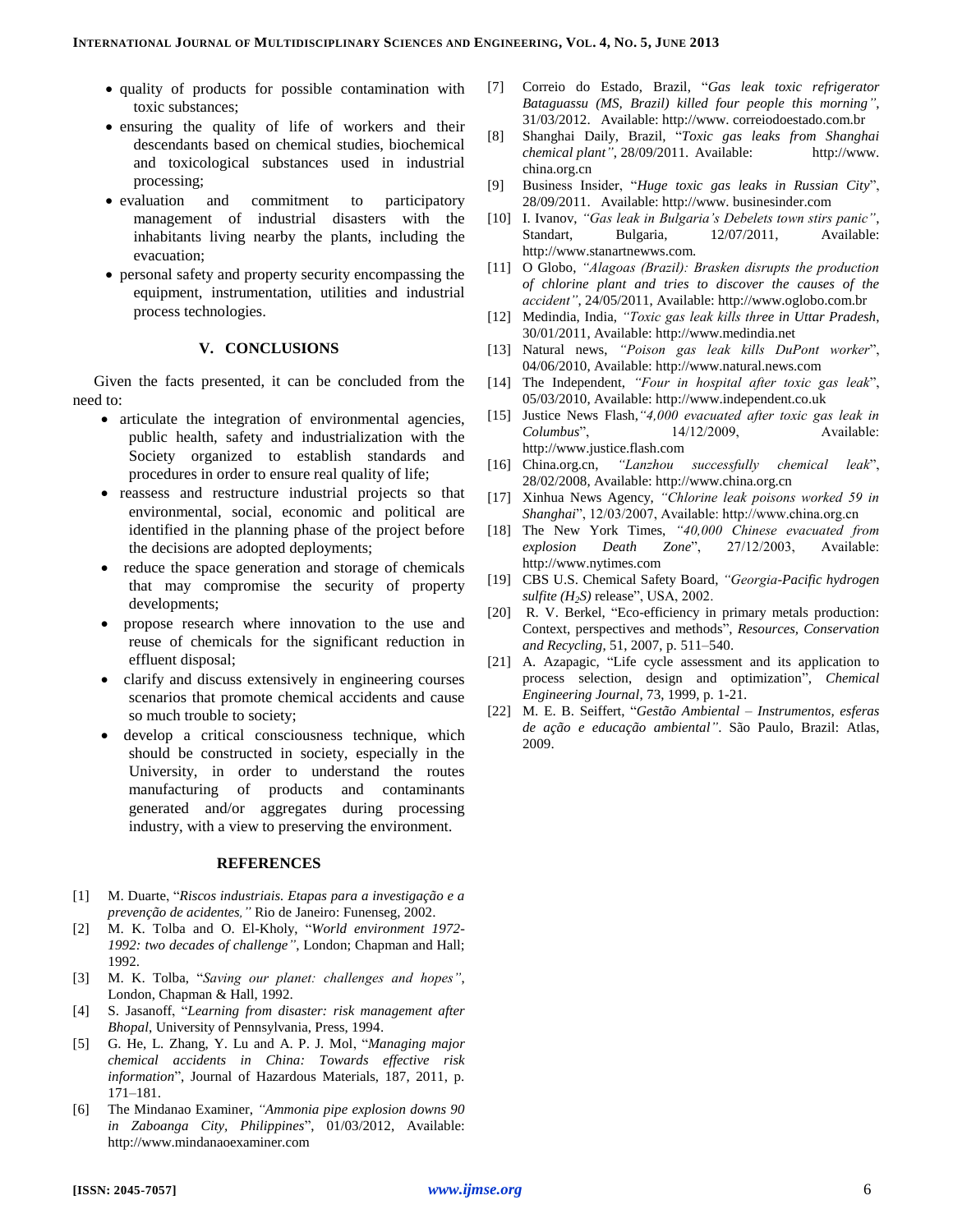- quality of products for possible contamination with toxic substances;
- ensuring the quality of life of workers and their descendants based on chemical studies, biochemical and toxicological substances used in industrial processing;
- evaluation and commitment to participatory management of industrial disasters with the inhabitants living nearby the plants, including the evacuation;
- personal safety and property security encompassing the equipment, instrumentation, utilities and industrial process technologies.

## V. CONCLUSIONS

Given the facts presented, it can be concluded from the need to:

- articulate the integration of environmental agencies, public health, safety and industrialization with the Society organized to establish standards and procedures in order to ensure real quality of life;
- reassess and restructure industrial projects so that environmental, social, economic and political are identified in the planning phase of the project before the decisions are adopted deployments;
- reduce the space generation and storage of chemicals that may compromise the security of property developments;
- propose research where innovation to the use and reuse of chemicals for the significant reduction in effluent disposal;
- clarify and discuss extensively in engineering courses scenarios that promote chemical accidents and cause so much trouble to society;
- develop a critical consciousness technique, which should be constructed in society, especially in the University, in order to understand the routes manufacturing of products and contaminants generated and/or aggregates during processing industry, with a view to preserving the environment.

## REFERENCES

[1] M. Duarte, "*Riscos industriais. Etapas para a investigação e a prevenção de acidentes,"* Rio de Janeiro: Funenseg, 2002.

[2] M. K. Tolba and O. El-Kholy, "*World environment 1972-1992: two decades of challenge"*, London; Chapman and Hall; 1992.

[3] M. K. Tolba, "*Saving our planet: challenges and hopes"*, London, Chapman & Hall, 1992.

[4] S. Jasanoff, "*Learning from disaster: risk management after Bhopal*, University of Pennsylvania, Press, 1994.

[5] G. He, L. Zhang, Y. Lu and A. P. J. Mol, "*Managing major chemical accidents in China: Towards effective risk information*", Journal of Hazardous Materials, 187, 2011, p. 171–181.

[6] The Mindanao Examiner, *"Ammonia pipe explosion downs 90 in Zaboanga City, Philippines*", 01/03/2012, Available: http://www.mindanaoexaminer.com

[7] Correio do Estado, Brazil, "*Gas leak toxic refrigerator Bataguassu (MS, Brazil) killed four people this morning"*, 31/03/2012. Available: http://www. correiodoestado.com.br

[8] Shanghai Daily, Brazil, "*Toxic gas leaks from Shanghai chemical plant"*, 28/09/2011. Available: http://www. china.org.cn

[9] Business Insider, "*Huge toxic gas leaks in Russian City*", 28/09/2011. Available: http://www. businesinder.com

[10] I. Ivanov, *"Gas leak in Bulgaria's Debelets town stirs panic"*, Standart, Bulgaria, 12/07/2011, Available: http://www.stanartnewws.com.

[11] O Globo, *"Alagoas (Brazil): Brasken disrupts the production of chlorine plant and tries to discover the causes of the accident"*, 24/05/2011, Available: http://www.oglobo.com.br

[12] Medindia, India, *"Toxic gas leak kills three in Uttar Pradesh*, 30/01/2011, Available: http://www.medindia.net

[13] Natural news, *"Poison gas leak kills DuPont worker*", 04/06/2010, Available: http://www.natural.news.com

[14] The Independent, *"Four in hospital after toxic gas leak*", 05/03/2010, Available: http://www.independent.co.uk

[15] Justice News Flash,*"4,000 evacuated after toxic gas leak in Columbus*", 14/12/2009, Available: http://www.justice.flash.com

[16] China.org.cn, *"Lanzhou successfully chemical leak*", 28/02/2008, Available: http://www.china.org.cn

[17] Xinhua News Agency, *"Chlorine leak poisons worked 59 in Shanghai*", 12/03/2007, Available: http://www.china.org.cn

[18] The New York Times, *"40,000 Chinese evacuated from explosion Death Zone*", 27/12/2003, Available: http://www.nytimes.com

[19] CBS U.S. Chemical Safety Board, *"Georgia-Pacific hydrogen sulfite ($H_2S$)* release", USA, 2002.

[20] R. V. Berkel, "Eco-efficiency in primary metals production: Context, perspectives and methods", *Resources, Conservation and Recycling*, 51, 2007, p. 511–540.

[21] A. Azapagic, "Life cycle assessment and its application to process selection, design and optimization", *Chemical Engineering Journal*, 73, 1999, p. 1-21.

[22] M. E. B. Seiffert, "*Gestão Ambiental – Instrumentos, esferas de ação e educação ambiental"*. São Paulo, Brazil: Atlas, 2009.